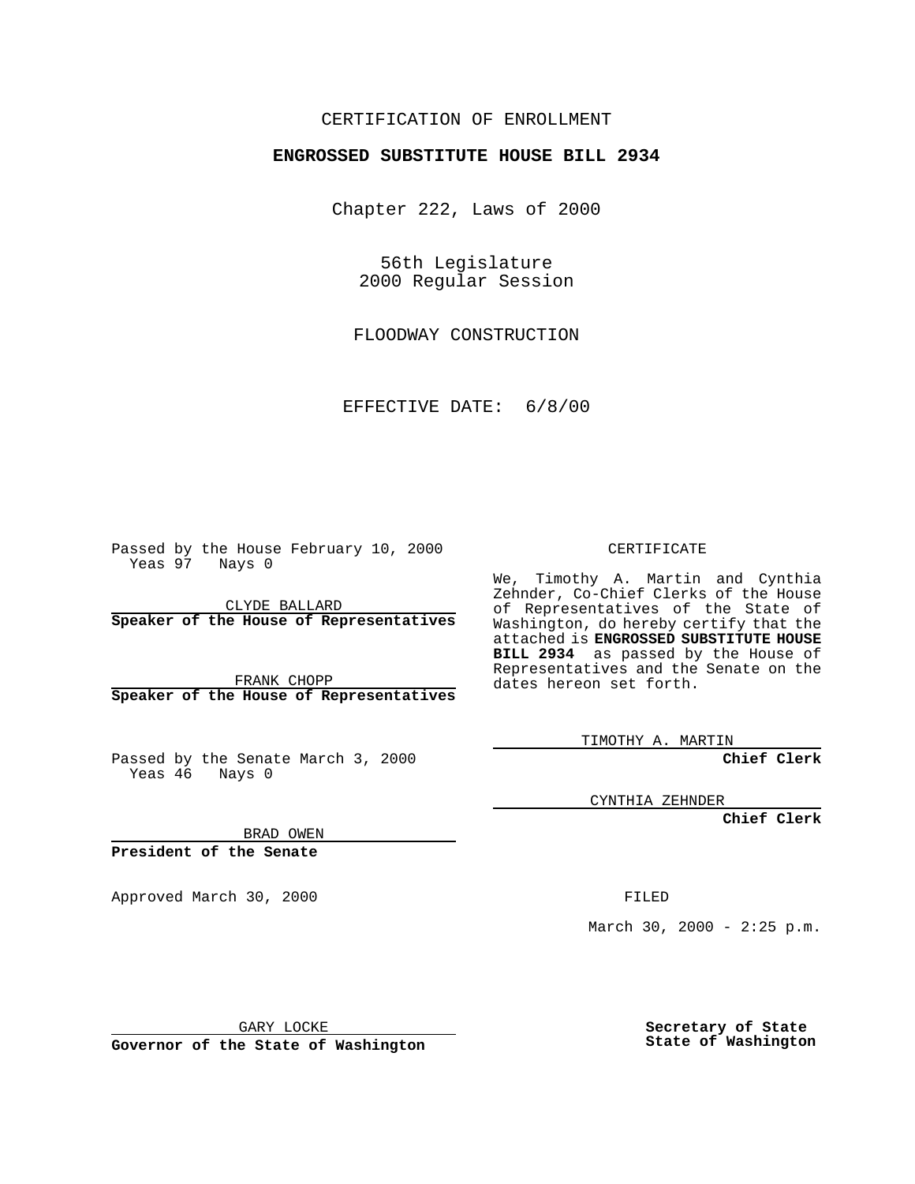CERTIFICATION OF ENROLLMENT

**ENGROSSED SUBSTITUTE HOUSE BILL 2934**

Chapter 222, Laws of 2000

56th Legislature
2000 Regular Session

FLOODWAY CONSTRUCTION

EFFECTIVE DATE: 6/8/00

Passed by the House February 10, 2000
Yeas 97 Nays 0

CLYDE BALLARD
**Speaker of the House of Representatives**

FRANK CHOPP
**Speaker of the House of Representatives**

Passed by the Senate March 3, 2000
Yeas 46 Nays 0

BRAD OWEN
**President of the Senate**

Approved March 30, 2000

GARY LOCKE
**Governor of the State of Washington**

CERTIFICATE

We, Timothy A. Martin and Cynthia Zehnder, Co-Chief Clerks of the House of Representatives of the State of Washington, do hereby certify that the attached is **ENGROSSED SUBSTITUTE HOUSE BILL 2934** as passed by the House of Representatives and the Senate on the dates hereon set forth.

TIMOTHY A. MARTIN
**Chief Clerk**

CYNTHIA ZEHNDER
**Chief Clerk**

FILED

March 30, 2000 - 2:25 p.m.

**Secretary of State**
**State of Washington**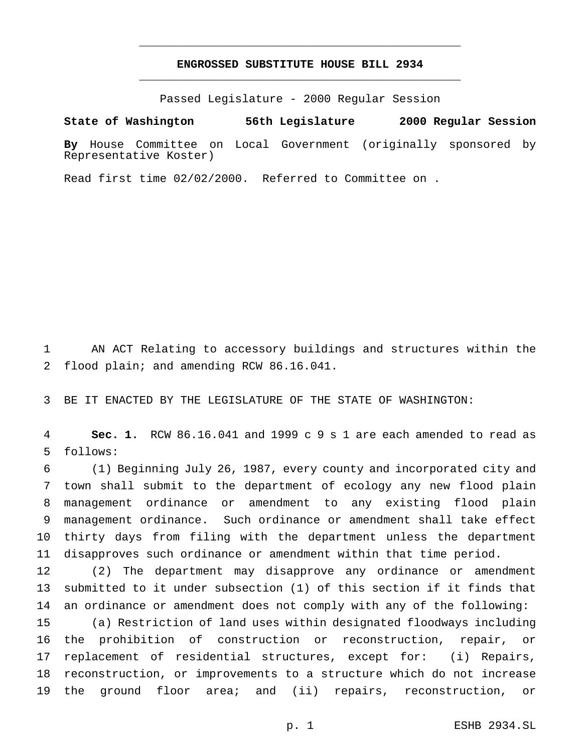**ENGROSSED SUBSTITUTE HOUSE BILL 2934**

Passed Legislature - 2000 Regular Session

**State of Washington 56th Legislature 2000 Regular Session**

**By** House Committee on Local Government (originally sponsored by Representative Koster)

Read first time 02/02/2000. Referred to Committee on .

1 AN ACT Relating to accessory buildings and structures within the
2 flood plain; and amending RCW 86.16.041.

3 BE IT ENACTED BY THE LEGISLATURE OF THE STATE OF WASHINGTON:

4 **Sec. 1.** RCW 86.16.041 and 1999 c 9 s 1 are each amended to read as
5 follows:

6 (1) Beginning July 26, 1987, every county and incorporated city and
7 town shall submit to the department of ecology any new flood plain
8 management ordinance or amendment to any existing flood plain
9 management ordinance. Such ordinance or amendment shall take effect
10 thirty days from filing with the department unless the department
11 disapproves such ordinance or amendment within that time period.

12 (2) The department may disapprove any ordinance or amendment
13 submitted to it under subsection (1) of this section if it finds that
14 an ordinance or amendment does not comply with any of the following:

15 (a) Restriction of land uses within designated floodways including
16 the prohibition of construction or reconstruction, repair, or
17 replacement of residential structures, except for: (i) Repairs,
18 reconstruction, or improvements to a structure which do not increase
19 the ground floor area; and (ii) repairs, reconstruction, or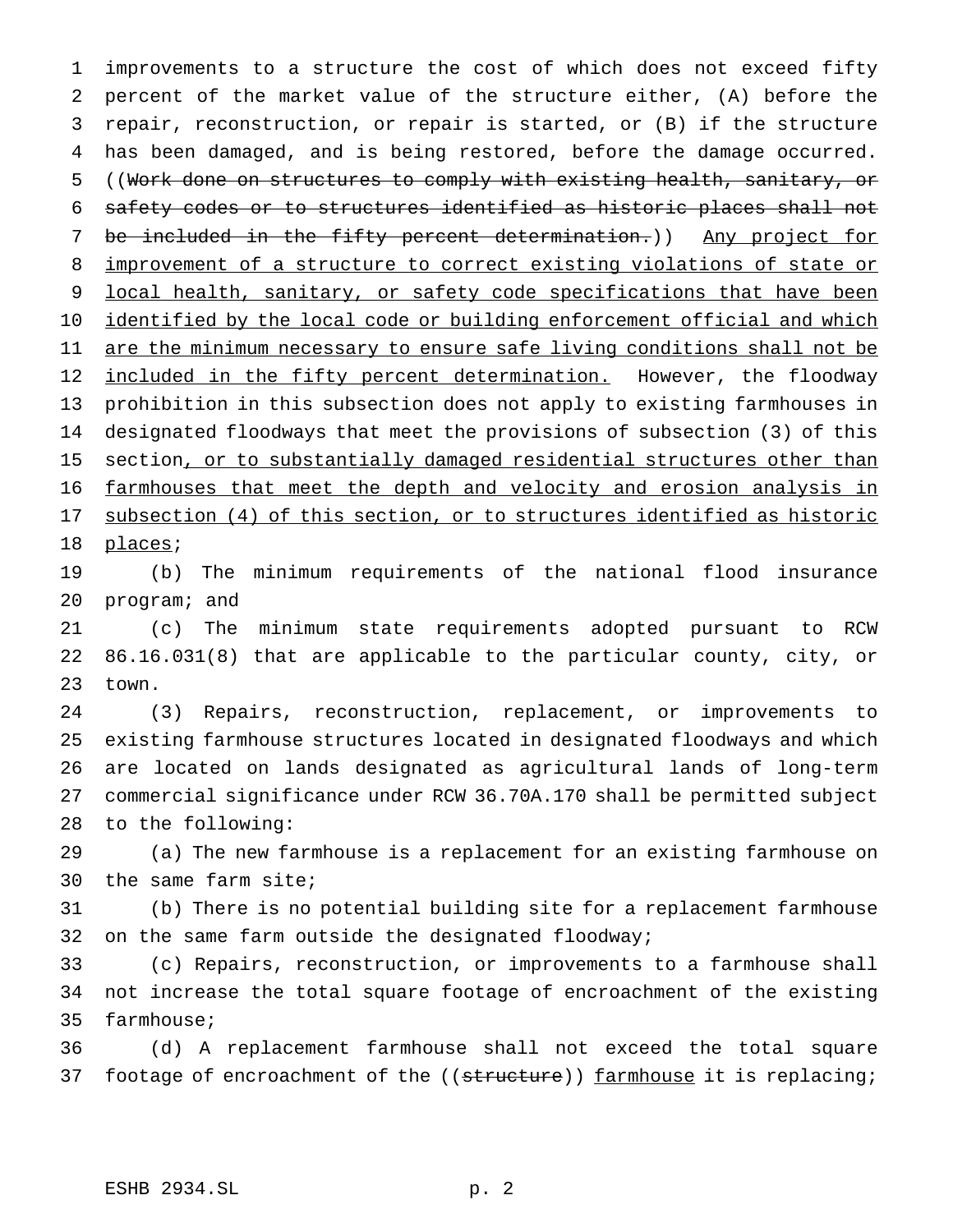improvements to a structure the cost of which does not exceed fifty percent of the market value of the structure either, (A) before the repair, reconstruction, or repair is started, or (B) if the structure has been damaged, and is being restored, before the damage occurred. ((~~Work done on structures to comply with existing health, sanitary, or safety codes or to structures identified as historic places shall not be included in the fifty percent determination.~~)) <u>Any project for improvement of a structure to correct existing violations of state or local health, sanitary, or safety code specifications that have been identified by the local code or building enforcement official and which are the minimum necessary to ensure safe living conditions shall not be included in the fifty percent determination.</u> However, the floodway prohibition in this subsection does not apply to existing farmhouses in designated floodways that meet the provisions of subsection (3) of this section<u>, or to substantially damaged residential structures other than farmhouses that meet the depth and velocity and erosion analysis in subsection (4) of this section, or to structures identified as historic places</u>;

(b) The minimum requirements of the national flood insurance program; and

(c) The minimum state requirements adopted pursuant to RCW 86.16.031(8) that are applicable to the particular county, city, or town.

(3) Repairs, reconstruction, replacement, or improvements to existing farmhouse structures located in designated floodways and which are located on lands designated as agricultural lands of long-term commercial significance under RCW 36.70A.170 shall be permitted subject to the following:

(a) The new farmhouse is a replacement for an existing farmhouse on the same farm site;

(b) There is no potential building site for a replacement farmhouse on the same farm outside the designated floodway;

(c) Repairs, reconstruction, or improvements to a farmhouse shall not increase the total square footage of encroachment of the existing farmhouse;

(d) A replacement farmhouse shall not exceed the total square footage of encroachment of the ((~~structure~~)) <u>farmhouse</u> it is replacing;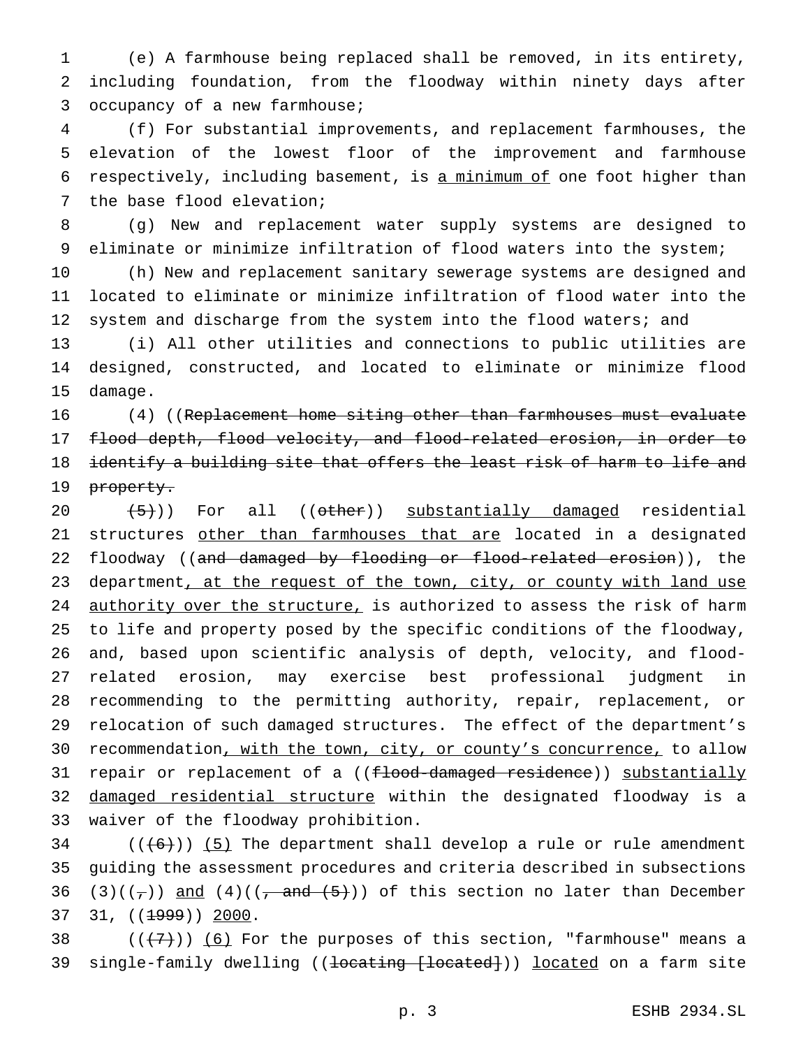(e) A farmhouse being replaced shall be removed, in its entirety, including foundation, from the floodway within ninety days after occupancy of a new farmhouse;

(f) For substantial improvements, and replacement farmhouses, the elevation of the lowest floor of the improvement and farmhouse respectively, including basement, is <u>a minimum of</u> one foot higher than the base flood elevation;

(g) New and replacement water supply systems are designed to eliminate or minimize infiltration of flood waters into the system;

(h) New and replacement sanitary sewerage systems are designed and located to eliminate or minimize infiltration of flood water into the system and discharge from the system into the flood waters; and

(i) All other utilities and connections to public utilities are designed, constructed, and located to eliminate or minimize flood damage.

(4) ((~~Replacement home siting other than farmhouses must evaluate flood depth, flood velocity, and flood-related erosion, in order to identify a building site that offers the least risk of harm to life and property.~~

~~(5)~~)) For all ((~~other~~)) <u>substantially damaged</u> residential structures <u>other than farmhouses that are</u> located in a designated floodway ((~~and damaged by flooding or flood-related erosion~~)), the department<u>, at the request of the town, city, or county with land use authority over the structure,</u> is authorized to assess the risk of harm to life and property posed by the specific conditions of the floodway, and, based upon scientific analysis of depth, velocity, and flood-related erosion, may exercise best professional judgment in recommending to the permitting authority, repair, replacement, or relocation of such damaged structures. The effect of the department's recommendation<u>, with the town, city, or county's concurrence,</u> to allow repair or replacement of a ((~~flood-damaged residence~~)) <u>substantially damaged residential structure</u> within the designated floodway is a waiver of the floodway prohibition.

((~~(6)~~)) <u>(5)</u> The department shall develop a rule or rule amendment guiding the assessment procedures and criteria described in subsections (3)((~~,~~)) <u>and</u> (4)((~~, and (5)~~)) of this section no later than December 31, ((~~1999~~)) <u>2000</u>.

((~~(7)~~)) <u>(6)</u> For the purposes of this section, "farmhouse" means a single-family dwelling ((~~locating [located]~~)) <u>located</u> on a farm site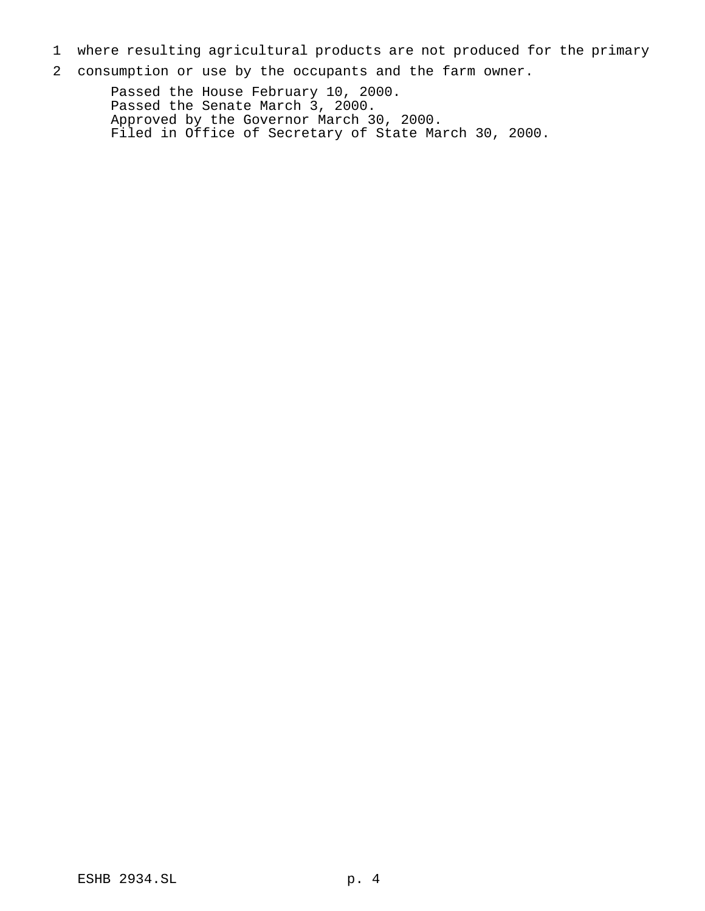where resulting agricultural products are not produced for the primary consumption or use by the occupants and the farm owner.

Passed the House February 10, 2000.
Passed the Senate March 3, 2000.
Approved by the Governor March 30, 2000.
Filed in Office of Secretary of State March 30, 2000.